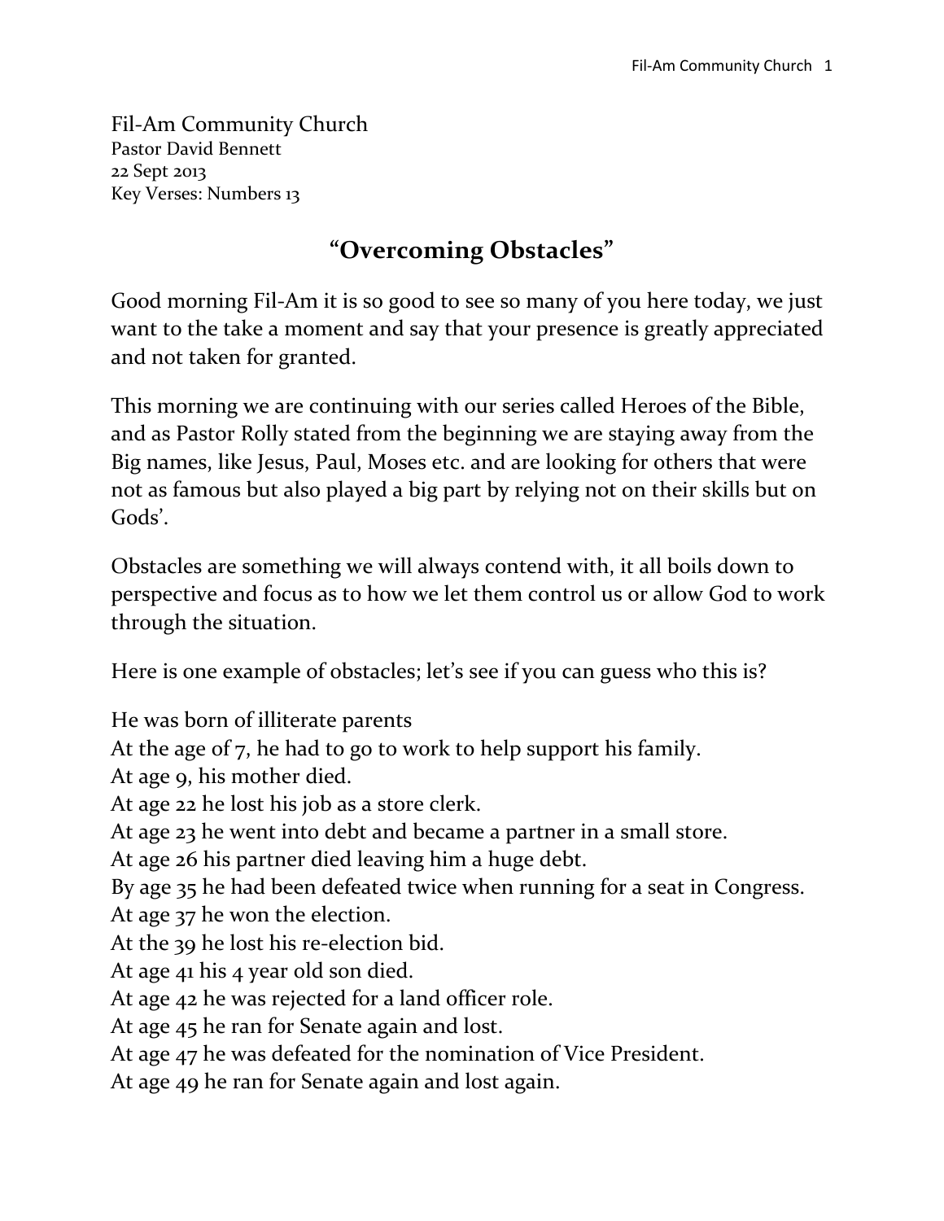Fil-Am Community Church
Pastor David Bennett
22 Sept 2013
Key Verses: Numbers 13

# "Overcoming Obstacles"

Good morning Fil-Am it is so good to see so many of you here today, we just want to the take a moment and say that your presence is greatly appreciated and not taken for granted.

This morning we are continuing with our series called Heroes of the Bible, and as Pastor Rolly stated from the beginning we are staying away from the Big names, like Jesus, Paul, Moses etc. and are looking for others that were not as famous but also played a big part by relying not on their skills but on Gods'.

Obstacles are something we will always contend with, it all boils down to perspective and focus as to how we let them control us or allow God to work through the situation.

Here is one example of obstacles; let's see if you can guess who this is?

He was born of illiterate parents
At the age of 7, he had to go to work to help support his family.
At age 9, his mother died.
At age 22 he lost his job as a store clerk.
At age 23 he went into debt and became a partner in a small store.
At age 26 his partner died leaving him a huge debt.
By age 35 he had been defeated twice when running for a seat in Congress.
At age 37 he won the election.
At the 39 he lost his re-election bid.
At age 41 his 4 year old son died.
At age 42 he was rejected for a land officer role.
At age 45 he ran for Senate again and lost.
At age 47 he was defeated for the nomination of Vice President.
At age 49 he ran for Senate again and lost again.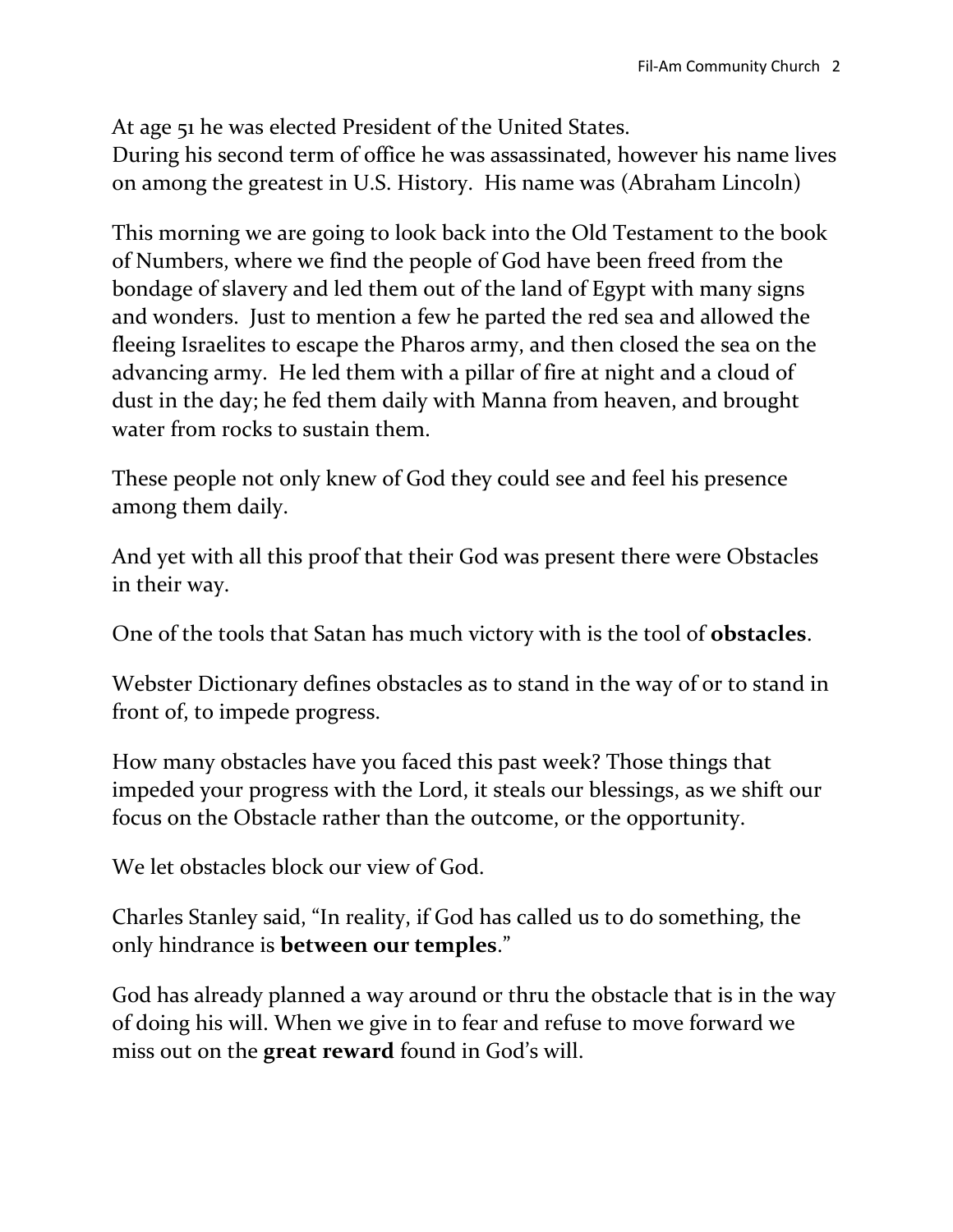At age 51 he was elected President of the United States.
During his second term of office he was assassinated, however his name lives on among the greatest in U.S. History. His name was (Abraham Lincoln)

This morning we are going to look back into the Old Testament to the book of Numbers, where we find the people of God have been freed from the bondage of slavery and led them out of the land of Egypt with many signs and wonders. Just to mention a few he parted the red sea and allowed the fleeing Israelites to escape the Pharos army, and then closed the sea on the advancing army. He led them with a pillar of fire at night and a cloud of dust in the day; he fed them daily with Manna from heaven, and brought water from rocks to sustain them.

These people not only knew of God they could see and feel his presence among them daily.

And yet with all this proof that their God was present there were Obstacles in their way.

One of the tools that Satan has much victory with is the tool of **obstacles**.

Webster Dictionary defines obstacles as to stand in the way of or to stand in front of, to impede progress.

How many obstacles have you faced this past week? Those things that impeded your progress with the Lord, it steals our blessings, as we shift our focus on the Obstacle rather than the outcome, or the opportunity.

We let obstacles block our view of God.

Charles Stanley said, "In reality, if God has called us to do something, the only hindrance is **between our temples**."

God has already planned a way around or thru the obstacle that is in the way of doing his will. When we give in to fear and refuse to move forward we miss out on the **great reward** found in God's will.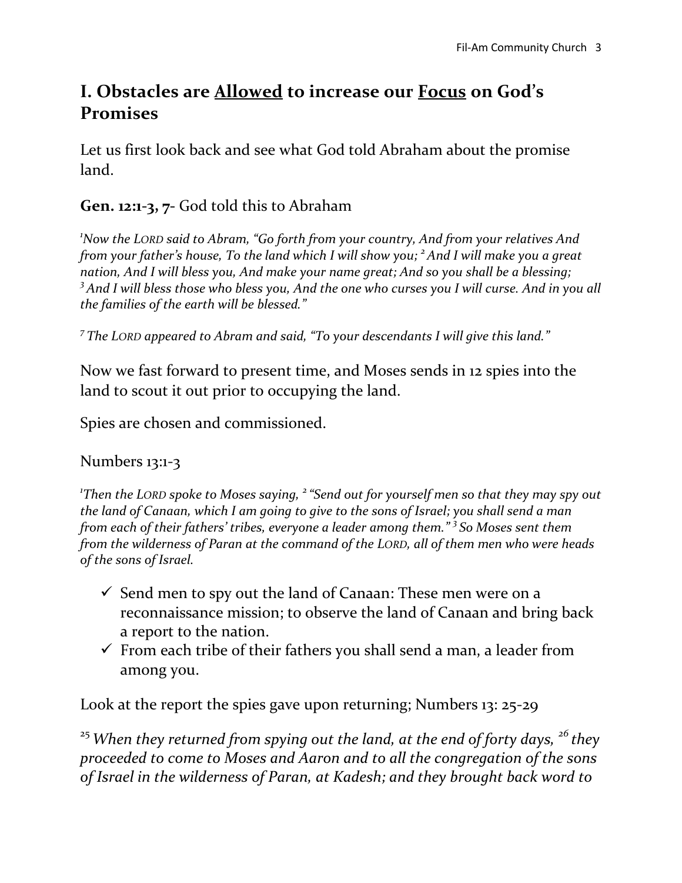## I. Obstacles are <u>Allowed</u> to increase our <u>Focus</u> on God's Promises

Let us first look back and see what God told Abraham about the promise land.

**Gen. 12:1-3, 7-** God told this to Abraham

*[1]Now the LORD said to Abram, "Go forth from your country, And from your relatives And from your father's house, To the land which I will show you; [2] And I will make you a great nation, And I will bless you, And make your name great; And so you shall be a blessing; [3] And I will bless those who bless you, And the one who curses you I will curse. And in you all the families of the earth will be blessed."*

*[7] The LORD appeared to Abram and said, "To your descendants I will give this land."*

Now we fast forward to present time, and Moses sends in 12 spies into the land to scout it out prior to occupying the land.

Spies are chosen and commissioned.

Numbers 13:1-3

*[1]Then the LORD spoke to Moses saying, [2] "Send out for yourself men so that they may spy out the land of Canaan, which I am going to give to the sons of Israel; you shall send a man from each of their fathers' tribes, everyone a leader among them." [3] So Moses sent them from the wilderness of Paran at the command of the LORD, all of them men who were heads of the sons of Israel.*

- ✓ Send men to spy out the land of Canaan: These men were on a reconnaissance mission; to observe the land of Canaan and bring back a report to the nation.
- ✓ From each tribe of their fathers you shall send a man, a leader from among you.

Look at the report the spies gave upon returning; Numbers 13: 25-29

*[25] When they returned from spying out the land, at the end of forty days, [26] they proceeded to come to Moses and Aaron and to all the congregation of the sons of Israel in the wilderness of Paran, at Kadesh; and they brought back word to*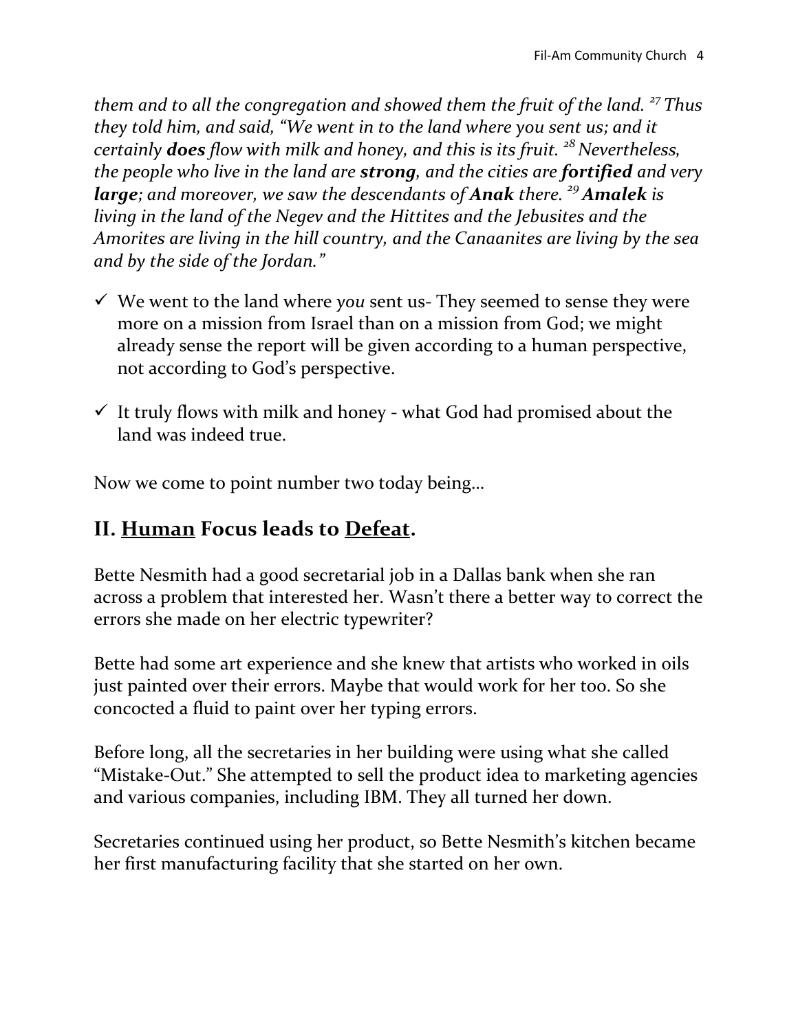*them and to all the congregation and showed them the fruit of the land. [27] Thus they told him, and said, "We went in to the land where you sent us; and it certainly **does** flow with milk and honey, and this is its fruit. [28] Nevertheless, the people who live in the land are **strong**, and the cities are **fortified** and very **large**; and moreover, we saw the descendants of **Anak** there. [29] **Amalek** is living in the land of the Negev and the Hittites and the Jebusites and the Amorites are living in the hill country, and the Canaanites are living by the sea and by the side of the Jordan."*

- ✓ We went to the land where *you* sent us- They seemed to sense they were more on a mission from Israel than on a mission from God; we might already sense the report will be given according to a human perspective, not according to God's perspective.

- ✓ It truly flows with milk and honey - what God had promised about the land was indeed true.

Now we come to point number two today being…

## II. <u>Human</u> Focus leads to <u>Defeat</u>.

Bette Nesmith had a good secretarial job in a Dallas bank when she ran across a problem that interested her. Wasn't there a better way to correct the errors she made on her electric typewriter?

Bette had some art experience and she knew that artists who worked in oils just painted over their errors. Maybe that would work for her too. So she concocted a fluid to paint over her typing errors.

Before long, all the secretaries in her building were using what she called "Mistake-Out." She attempted to sell the product idea to marketing agencies and various companies, including IBM. They all turned her down.

Secretaries continued using her product, so Bette Nesmith's kitchen became her first manufacturing facility that she started on her own.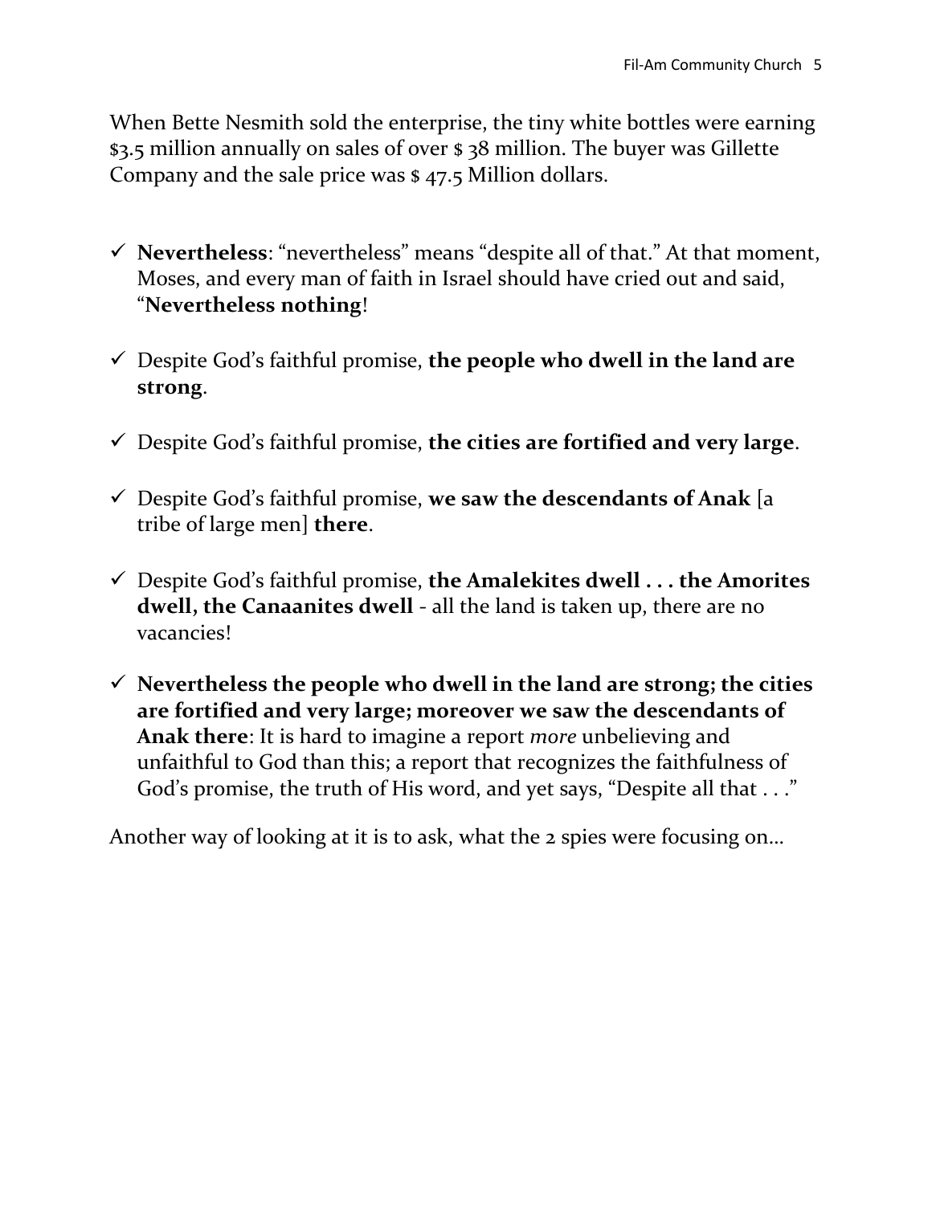When Bette Nesmith sold the enterprise, the tiny white bottles were earning $3.5 million annually on sales of over $ 38 million. The buyer was Gillette Company and the sale price was $ 47.5 Million dollars.

- ✓ **Nevertheless**: "nevertheless" means "despite all of that." At that moment, Moses, and every man of faith in Israel should have cried out and said, "**Nevertheless nothing**!
- ✓ Despite God's faithful promise, **the people who dwell in the land are strong**.
- ✓ Despite God's faithful promise, **the cities are fortified and very large**.
- ✓ Despite God's faithful promise, **we saw the descendants of Anak** [a tribe of large men] **there**.
- ✓ Despite God's faithful promise, **the Amalekites dwell . . . the Amorites dwell, the Canaanites dwell** - all the land is taken up, there are no vacancies!
- ✓ **Nevertheless the people who dwell in the land are strong; the cities are fortified and very large; moreover we saw the descendants of Anak there**: It is hard to imagine a report *more* unbelieving and unfaithful to God than this; a report that recognizes the faithfulness of God's promise, the truth of His word, and yet says, "Despite all that . . ."

Another way of looking at it is to ask, what the 2 spies were focusing on…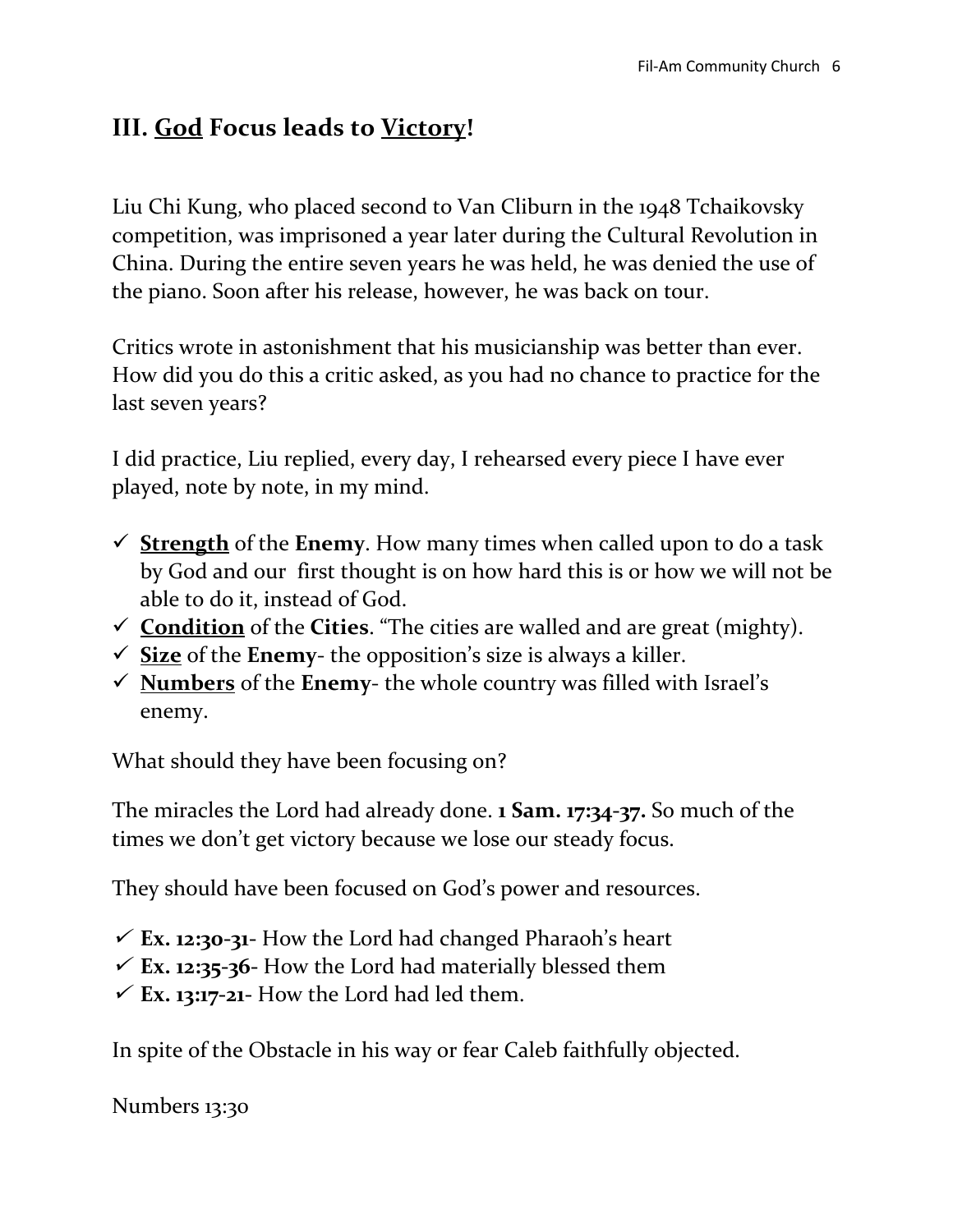## III. <u>God</u> Focus leads to <u>Victory</u>!

Liu Chi Kung, who placed second to Van Cliburn in the 1948 Tchaikovsky competition, was imprisoned a year later during the Cultural Revolution in China. During the entire seven years he was held, he was denied the use of the piano. Soon after his release, however, he was back on tour.

Critics wrote in astonishment that his musicianship was better than ever. How did you do this a critic asked, as you had no chance to practice for the last seven years?

I did practice, Liu replied, every day, I rehearsed every piece I have ever played, note by note, in my mind.

- ✓ **<u>Strength</u>** of the **Enemy**. How many times when called upon to do a task by God and our first thought is on how hard this is or how we will not be able to do it, instead of God.
- ✓ **<u>Condition</u>** of the **Cities**. "The cities are walled and are great (mighty).
- ✓ **<u>Size</u>** of the **Enemy**- the opposition's size is always a killer.
- ✓ **<u>Numbers</u>** of the **Enemy**- the whole country was filled with Israel's enemy.

What should they have been focusing on?

The miracles the Lord had already done. **1 Sam. 17:34-37.** So much of the times we don't get victory because we lose our steady focus.

They should have been focused on God's power and resources.

- ✓ **Ex. 12:30-31**- How the Lord had changed Pharaoh's heart
- ✓ **Ex. 12:35-36**- How the Lord had materially blessed them
- ✓ **Ex. 13:17-21**- How the Lord had led them.

In spite of the Obstacle in his way or fear Caleb faithfully objected.

Numbers 13:30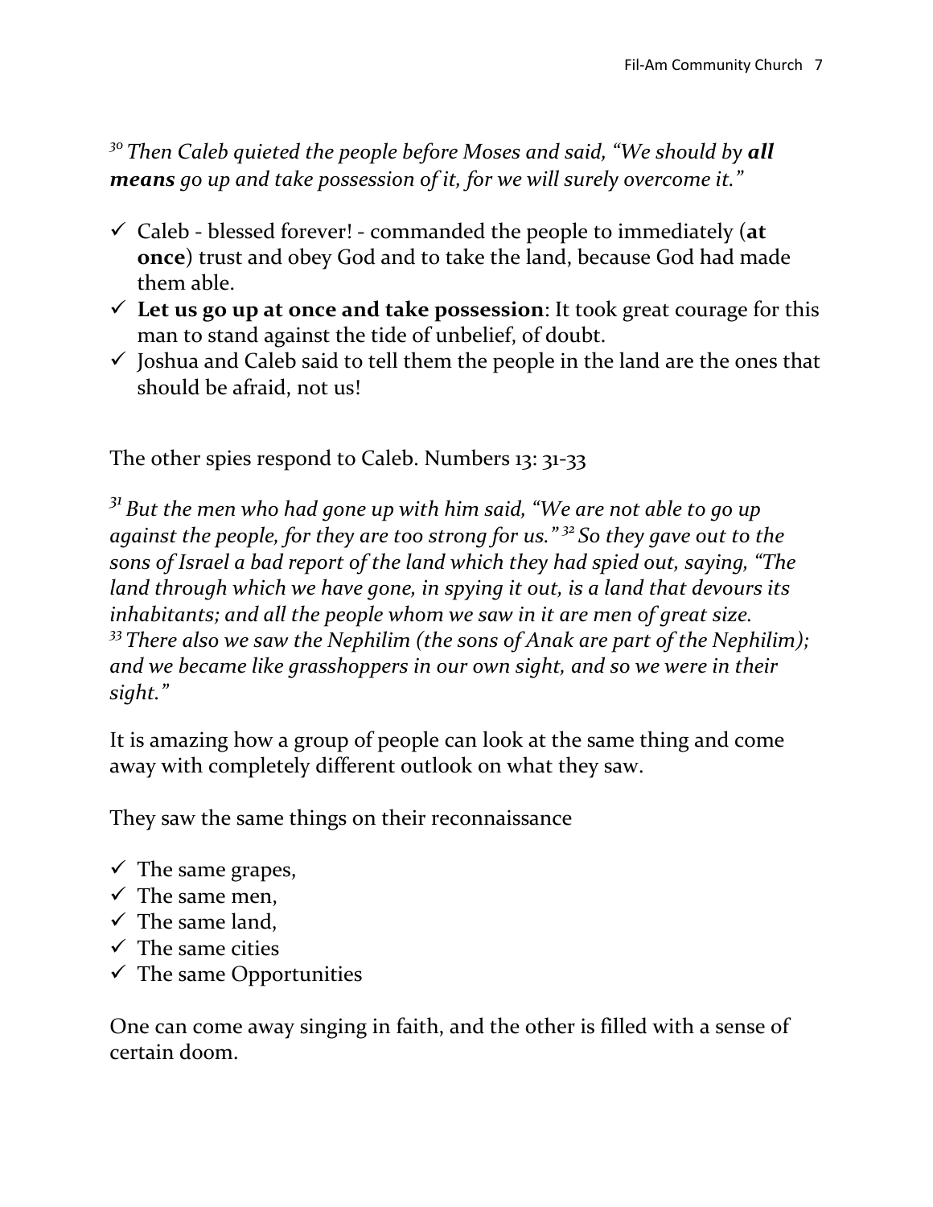*[30] Then Caleb quieted the people before Moses and said, “We should by* ***all means*** *go up and take possession of it, for we will surely overcome it.”*

- ✓ Caleb - blessed forever! - commanded the people to immediately (**at once**) trust and obey God and to take the land, because God had made them able.
- ✓ **Let us go up at once and take possession**: It took great courage for this man to stand against the tide of unbelief, of doubt.
- ✓ Joshua and Caleb said to tell them the people in the land are the ones that should be afraid, not us!

The other spies respond to Caleb. Numbers 13: 31-33

*[31] But the men who had gone up with him said, “We are not able to go up against the people, for they are too strong for us.” [32] So they gave out to the sons of Israel a bad report of the land which they had spied out, saying, “The land through which we have gone, in spying it out, is a land that devours its inhabitants; and all the people whom we saw in it are men of great size. [33] There also we saw the Nephilim (the sons of Anak are part of the Nephilim); and we became like grasshoppers in our own sight, and so we were in their sight.”*

It is amazing how a group of people can look at the same thing and come away with completely different outlook on what they saw.

They saw the same things on their reconnaissance

- ✓ The same grapes,
- ✓ The same men,
- ✓ The same land,
- ✓ The same cities
- ✓ The same Opportunities

One can come away singing in faith, and the other is filled with a sense of certain doom.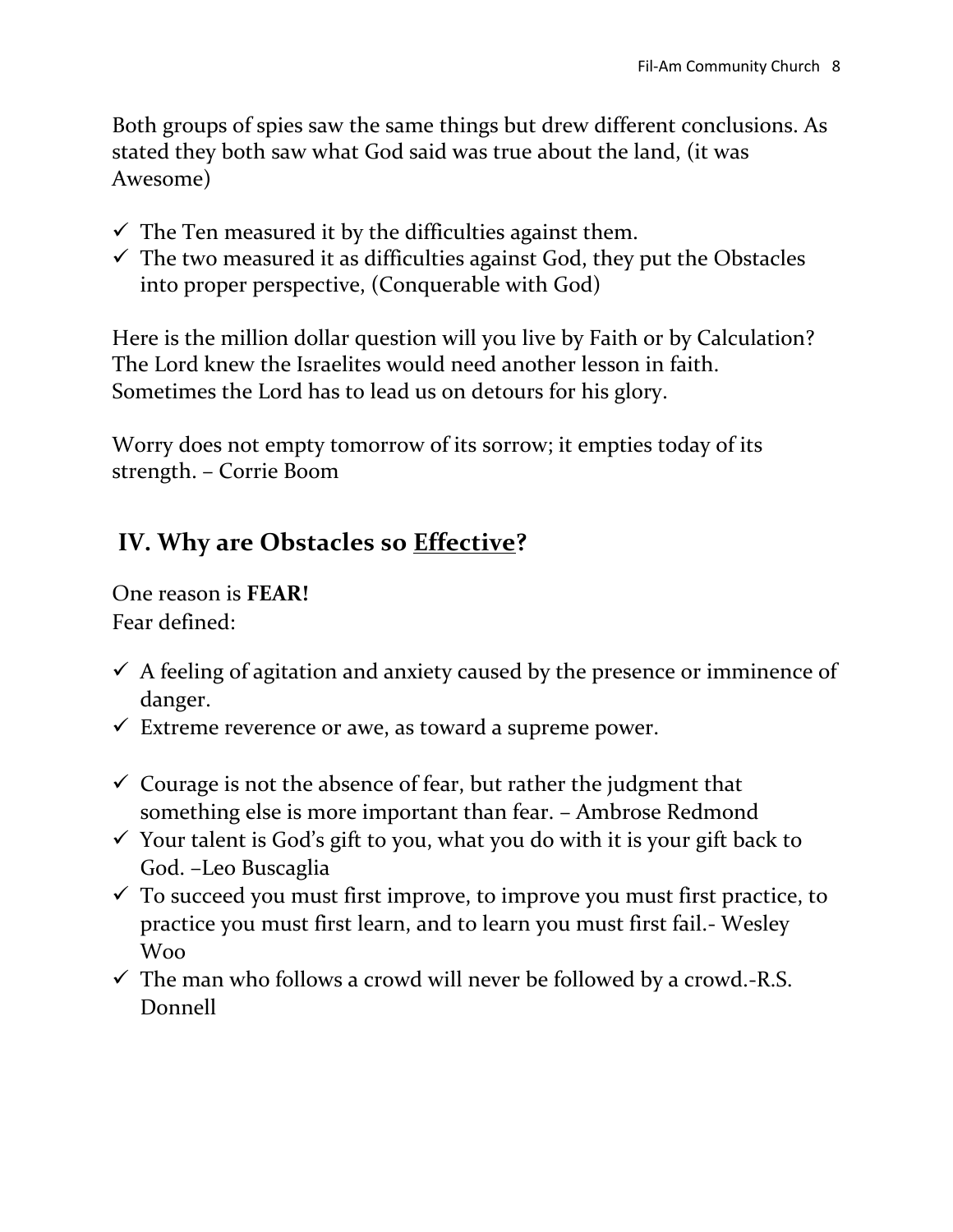Both groups of spies saw the same things but drew different conclusions. As stated they both saw what God said was true about the land, (it was Awesome)

- ✓ The Ten measured it by the difficulties against them.
- ✓ The two measured it as difficulties against God, they put the Obstacles into proper perspective, (Conquerable with God)

Here is the million dollar question will you live by Faith or by Calculation? The Lord knew the Israelites would need another lesson in faith. Sometimes the Lord has to lead us on detours for his glory.

Worry does not empty tomorrow of its sorrow; it empties today of its strength. – Corrie Boom

## IV. Why are Obstacles so <u>Effective</u>?

One reason is **FEAR!**
Fear defined:

- ✓ A feeling of agitation and anxiety caused by the presence or imminence of danger.
- ✓ Extreme reverence or awe, as toward a supreme power.

- ✓ Courage is not the absence of fear, but rather the judgment that something else is more important than fear. – Ambrose Redmond
- ✓ Your talent is God's gift to you, what you do with it is your gift back to God. –Leo Buscaglia
- ✓ To succeed you must first improve, to improve you must first practice, to practice you must first learn, and to learn you must first fail.- Wesley Woo
- ✓ The man who follows a crowd will never be followed by a crowd.-R.S. Donnell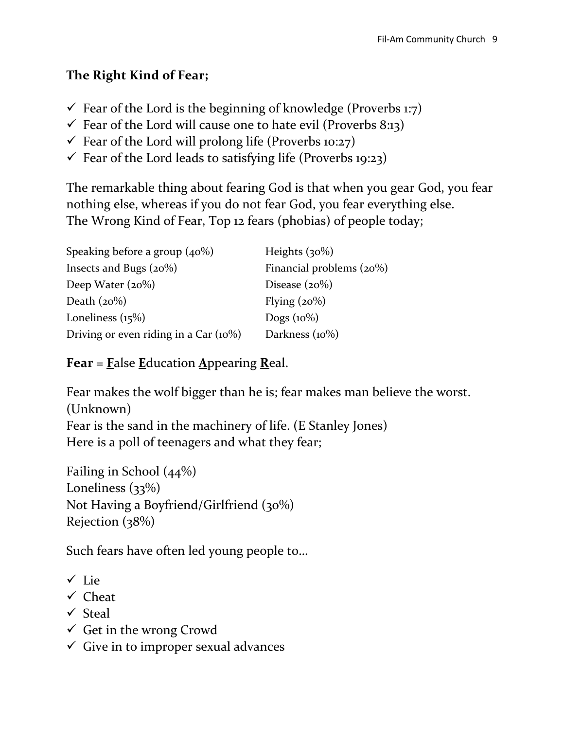**The Right Kind of Fear;**

- ✓ Fear of the Lord is the beginning of knowledge (Proverbs 1:7)
- ✓ Fear of the Lord will cause one to hate evil (Proverbs 8:13)
- ✓ Fear of the Lord will prolong life (Proverbs 10:27)
- ✓ Fear of the Lord leads to satisfying life (Proverbs 19:23)

The remarkable thing about fearing God is that when you gear God, you fear nothing else, whereas if you do not fear God, you fear everything else.
The Wrong Kind of Fear, Top 12 fears (phobias) of people today;

| | |
|---|---|
| Speaking before a group (40%) | Heights (30%) |
| Insects and Bugs (20%) | Financial problems (20%) |
| Deep Water (20%) | Disease (20%) |
| Death (20%) | Flying (20%) |
| Loneliness (15%) | Dogs (10%) |
| Driving or even riding in a Car (10%) | Darkness (10%) |

**Fear** = **F**alse **E**ducation **A**ppearing **R**eal.

Fear makes the wolf bigger than he is; fear makes man believe the worst. (Unknown)
Fear is the sand in the machinery of life. (E Stanley Jones)
Here is a poll of teenagers and what they fear;

Failing in School (44%)
Loneliness (33%)
Not Having a Boyfriend/Girlfriend (30%)
Rejection (38%)

Such fears have often led young people to…

- ✓ Lie
- ✓ Cheat
- ✓ Steal
- ✓ Get in the wrong Crowd
- ✓ Give in to improper sexual advances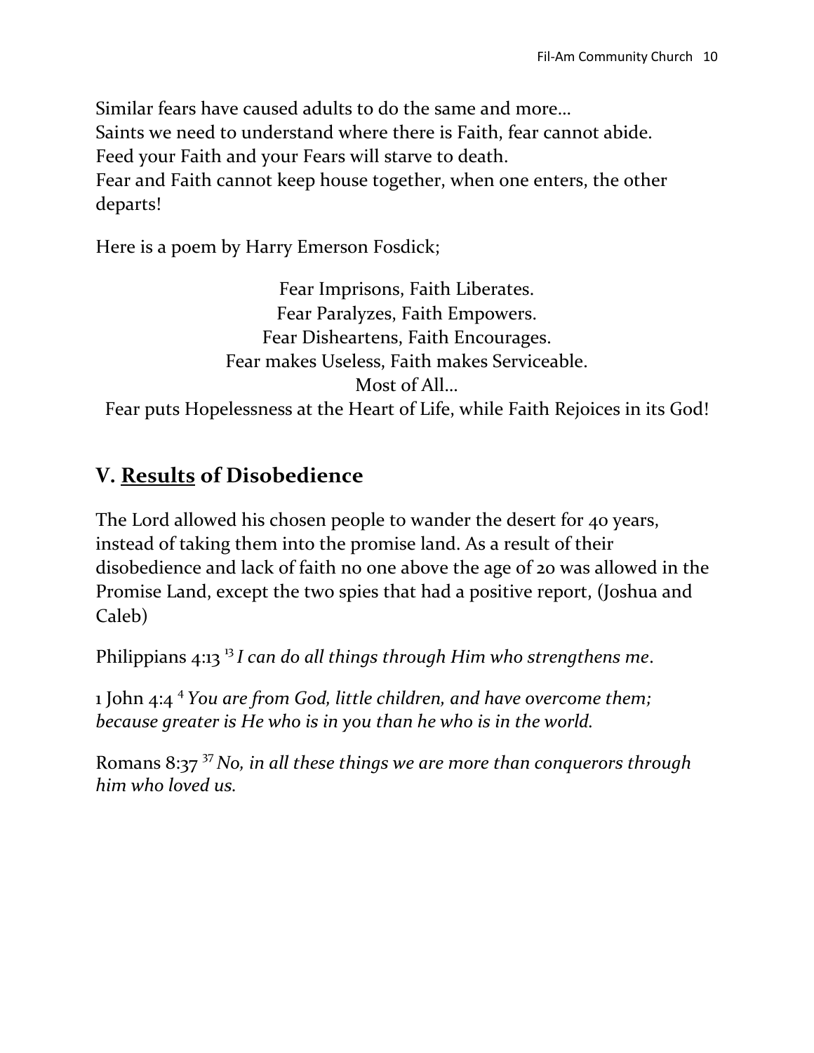Similar fears have caused adults to do the same and more…
Saints we need to understand where there is Faith, fear cannot abide.
Feed your Faith and your Fears will starve to death.
Fear and Faith cannot keep house together, when one enters, the other departs!

Here is a poem by Harry Emerson Fosdick;

Fear Imprisons, Faith Liberates.
Fear Paralyzes, Faith Empowers.
Fear Disheartens, Faith Encourages.
Fear makes Useless, Faith makes Serviceable.
Most of All…
Fear puts Hopelessness at the Heart of Life, while Faith Rejoices in its God!

## V. <u>Results</u> of Disobedience

The Lord allowed his chosen people to wander the desert for 40 years, instead of taking them into the promise land. As a result of their disobedience and lack of faith no one above the age of 20 was allowed in the Promise Land, except the two spies that had a positive report, (Joshua and Caleb)

Philippians 4:13 [13] *I can do all things through Him who strengthens me*.

1 John 4:4 [4] *You are from God, little children, and have overcome them; because greater is He who is in you than he who is in the world.*

Romans 8:37 [37] *No, in all these things we are more than conquerors through him who loved us.*